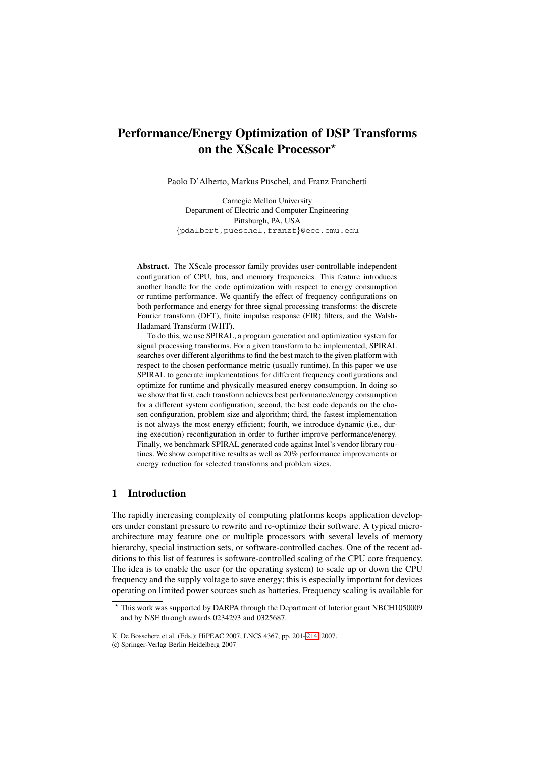# Performance/Energy Optimization of DSP Transforms on the XScale Processor*

Paolo D'Alberto, Markus Püschel, and Franz Franchetti

Carnegie Mellon University
Department of Electric and Computer Engineering
Pittsburgh, PA, USA
{pdalbert,pueschel,franzf}@ece.cmu.edu

**Abstract.** The XScale processor family provides user-controllable independent configuration of CPU, bus, and memory frequencies. This feature introduces another handle for the code optimization with respect to energy consumption or runtime performance. We quantify the effect of frequency configurations on both performance and energy for three signal processing transforms: the discrete Fourier transform (DFT), finite impulse response (FIR) filters, and the Walsh-Hadamard Transform (WHT).

To do this, we use SPIRAL, a program generation and optimization system for signal processing transforms. For a given transform to be implemented, SPIRAL searches over different algorithms to find the best match to the given platform with respect to the chosen performance metric (usually runtime). In this paper we use SPIRAL to generate implementations for different frequency configurations and optimize for runtime and physically measured energy consumption. In doing so we show that first, each transform achieves best performance/energy consumption for a different system configuration; second, the best code depends on the chosen configuration, problem size and algorithm; third, the fastest implementation is not always the most energy efficient; fourth, we introduce dynamic (i.e., during execution) reconfiguration in order to further improve performance/energy. Finally, we benchmark SPIRAL generated code against Intel's vendor library routines. We show competitive results as well as 20% performance improvements or energy reduction for selected transforms and problem sizes.

## 1 Introduction

The rapidly increasing complexity of computing platforms keeps application developers under constant pressure to rewrite and re-optimize their software. A typical microarchitecture may feature one or multiple processors with several levels of memory hierarchy, special instruction sets, or software-controlled caches. One of the recent additions to this list of features is software-controlled scaling of the CPU core frequency. The idea is to enable the user (or the operating system) to scale up or down the CPU frequency and the supply voltage to save energy; this is especially important for devices operating on limited power sources such as batteries. Frequency scaling is available for

* This work was supported by DARPA through the Department of Interior grant NBCH1050009 and by NSF through awards 0234293 and 0325687.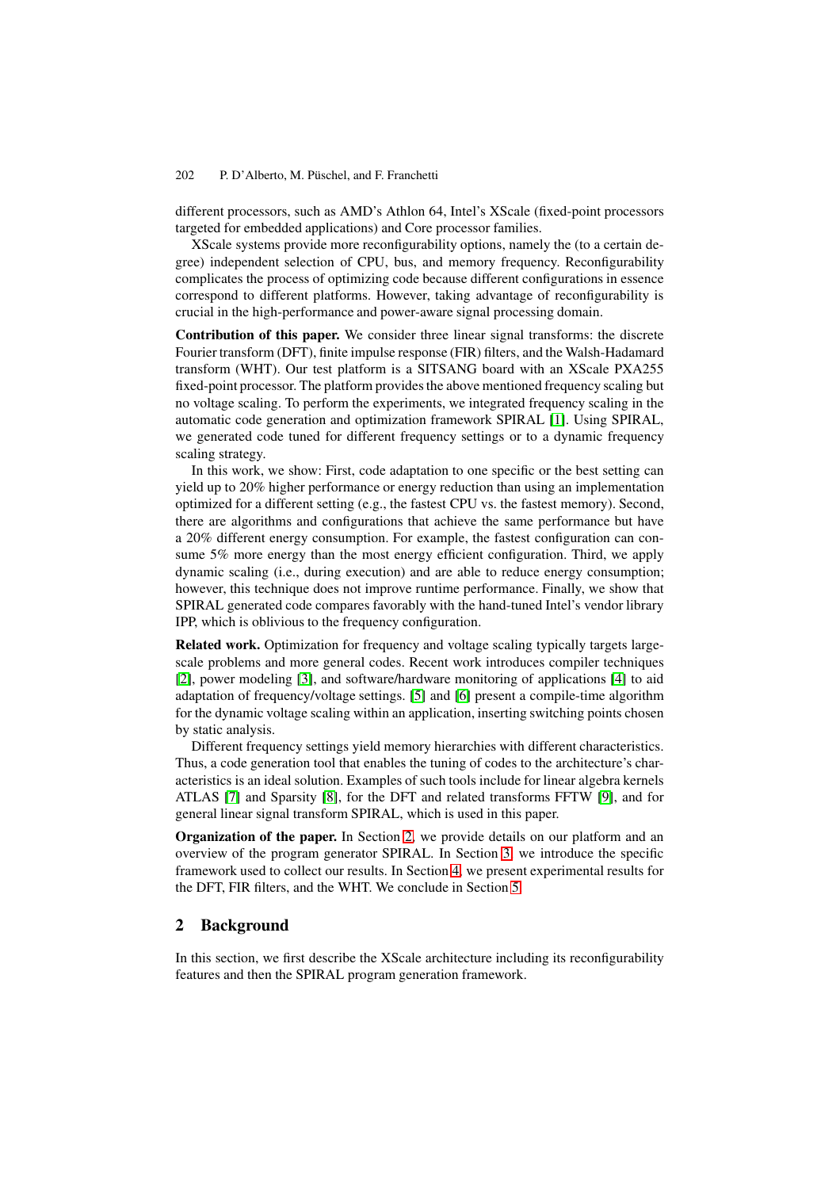different processors, such as AMD's Athlon 64, Intel's XScale (fixed-point processors targeted for embedded applications) and Core processor families.

XScale systems provide more reconfigurability options, namely the (to a certain degree) independent selection of CPU, bus, and memory frequency. Reconfigurability complicates the process of optimizing code because different configurations in essence correspond to different platforms. However, taking advantage of reconfigurability is crucial in the high-performance and power-aware signal processing domain.

**Contribution of this paper.** We consider three linear signal transforms: the discrete Fourier transform (DFT), finite impulse response (FIR) filters, and the Walsh-Hadamard transform (WHT). Our test platform is a SITSANG board with an XScale PXA255 fixed-point processor. The platform provides the above mentioned frequency scaling but no voltage scaling. To perform the experiments, we integrated frequency scaling in the automatic code generation and optimization framework SPIRAL [1]. Using SPIRAL, we generated code tuned for different frequency settings or to a dynamic frequency scaling strategy.

In this work, we show: First, code adaptation to one specific or the best setting can yield up to 20% higher performance or energy reduction than using an implementation optimized for a different setting (e.g., the fastest CPU vs. the fastest memory). Second, there are algorithms and configurations that achieve the same performance but have a 20% different energy consumption. For example, the fastest configuration can consume 5% more energy than the most energy efficient configuration. Third, we apply dynamic scaling (i.e., during execution) and are able to reduce energy consumption; however, this technique does not improve runtime performance. Finally, we show that SPIRAL generated code compares favorably with the hand-tuned Intel's vendor library IPP, which is oblivious to the frequency configuration.

**Related work.** Optimization for frequency and voltage scaling typically targets large-scale problems and more general codes. Recent work introduces compiler techniques [2], power modeling [3], and software/hardware monitoring of applications [4] to aid adaptation of frequency/voltage settings. [5] and [6] present a compile-time algorithm for the dynamic voltage scaling within an application, inserting switching points chosen by static analysis.

Different frequency settings yield memory hierarchies with different characteristics. Thus, a code generation tool that enables the tuning of codes to the architecture's characteristics is an ideal solution. Examples of such tools include for linear algebra kernels ATLAS [7] and Sparsity [8], for the DFT and related transforms FFTW [9], and for general linear signal transform SPIRAL, which is used in this paper.

**Organization of the paper.** In Section 2, we provide details on our platform and an overview of the program generator SPIRAL. In Section 3, we introduce the specific framework used to collect our results. In Section 4, we present experimental results for the DFT, FIR filters, and the WHT. We conclude in Section 5.

## 2 Background

In this section, we first describe the XScale architecture including its reconfigurability features and then the SPIRAL program generation framework.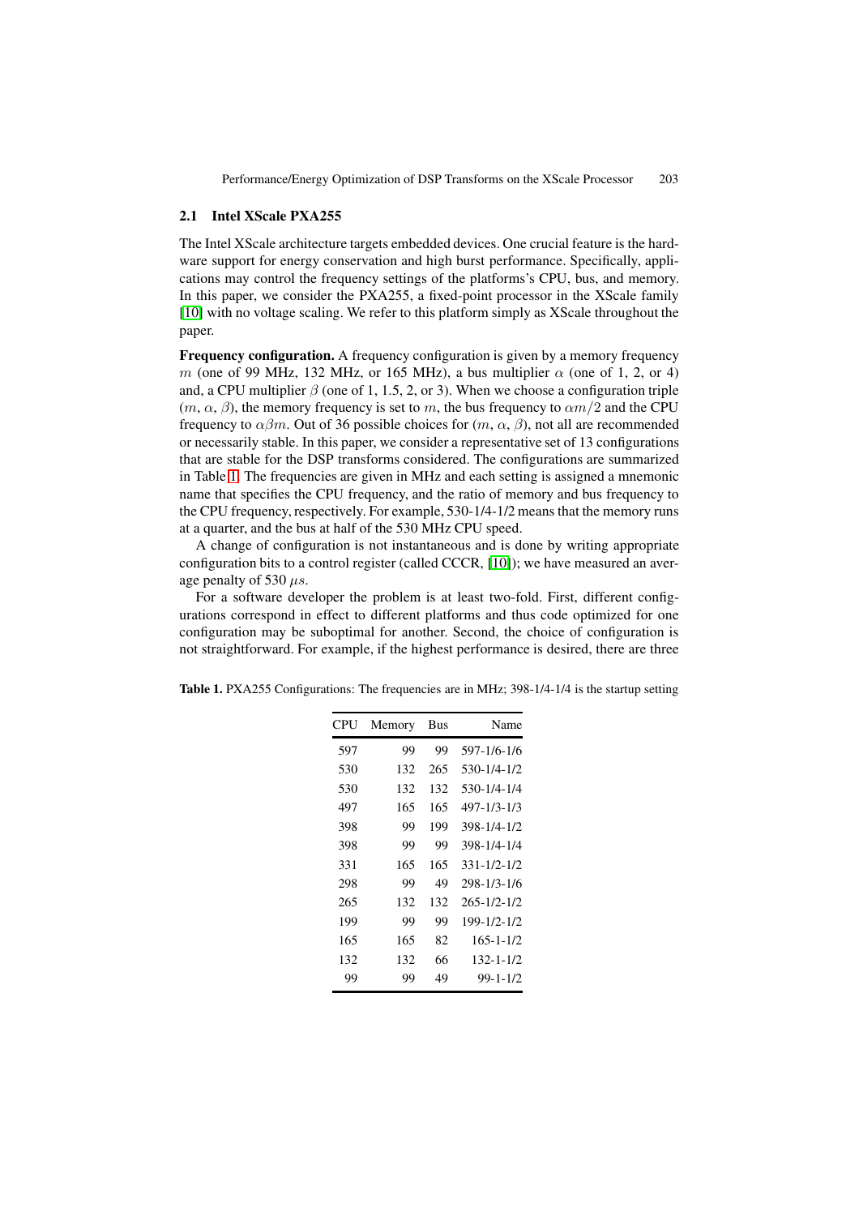### 2.1 Intel XScale PXA255

The Intel XScale architecture targets embedded devices. One crucial feature is the hardware support for energy conservation and high burst performance. Specifically, applications may control the frequency settings of the platforms's CPU, bus, and memory. In this paper, we consider the PXA255, a fixed-point processor in the XScale family [10] with no voltage scaling. We refer to this platform simply as XScale throughout the paper.

**Frequency configuration.** A frequency configuration is given by a memory frequency $m$ (one of 99 MHz, 132 MHz, or 165 MHz), a bus multiplier $\alpha$ (one of 1, 2, or 4) and, a CPU multiplier $\beta$ (one of 1, 1.5, 2, or 3). When we choose a configuration triple ($m$, $\alpha$, $\beta$), the memory frequency is set to $m$, the bus frequency to $\alpha m/2$ and the CPU frequency to $\alpha\beta m$. Out of 36 possible choices for ($m$, $\alpha$, $\beta$), not all are recommended or necessarily stable. In this paper, we consider a representative set of 13 configurations that are stable for the DSP transforms considered. The configurations are summarized in Table 1. The frequencies are given in MHz and each setting is assigned a mnemonic name that specifies the CPU frequency, and the ratio of memory and bus frequency to the CPU frequency, respectively. For example, 530-1/4-1/2 means that the memory runs at a quarter, and the bus at half of the 530 MHz CPU speed.

A change of configuration is not instantaneous and is done by writing appropriate configuration bits to a control register (called CCCR, [10]); we have measured an average penalty of 530 $\mu s$.

For a software developer the problem is at least two-fold. First, different configurations correspond in effect to different platforms and thus code optimized for one configuration may be suboptimal for another. Second, the choice of configuration is not straightforward. For example, if the highest performance is desired, there are three

**Table 1.** PXA255 Configurations: The frequencies are in MHz; 398-1/4-1/4 is the startup setting

| CPU | Memory | Bus | Name |
|---|---|---|---|
| 597 | 99 | 99 | 597-1/6-1/6 |
| 530 | 132 | 265 | 530-1/4-1/2 |
| 530 | 132 | 132 | 530-1/4-1/4 |
| 497 | 165 | 165 | 497-1/3-1/3 |
| 398 | 99 | 199 | 398-1/4-1/2 |
| 398 | 99 | 99 | 398-1/4-1/4 |
| 331 | 165 | 165 | 331-1/2-1/2 |
| 298 | 99 | 49 | 298-1/3-1/6 |
| 265 | 132 | 132 | 265-1/2-1/2 |
| 199 | 99 | 99 | 199-1/2-1/2 |
| 165 | 165 | 82 | 165-1-1/2 |
| 132 | 132 | 66 | 132-1-1/2 |
| 99 | 99 | 49 | 99-1-1/2 |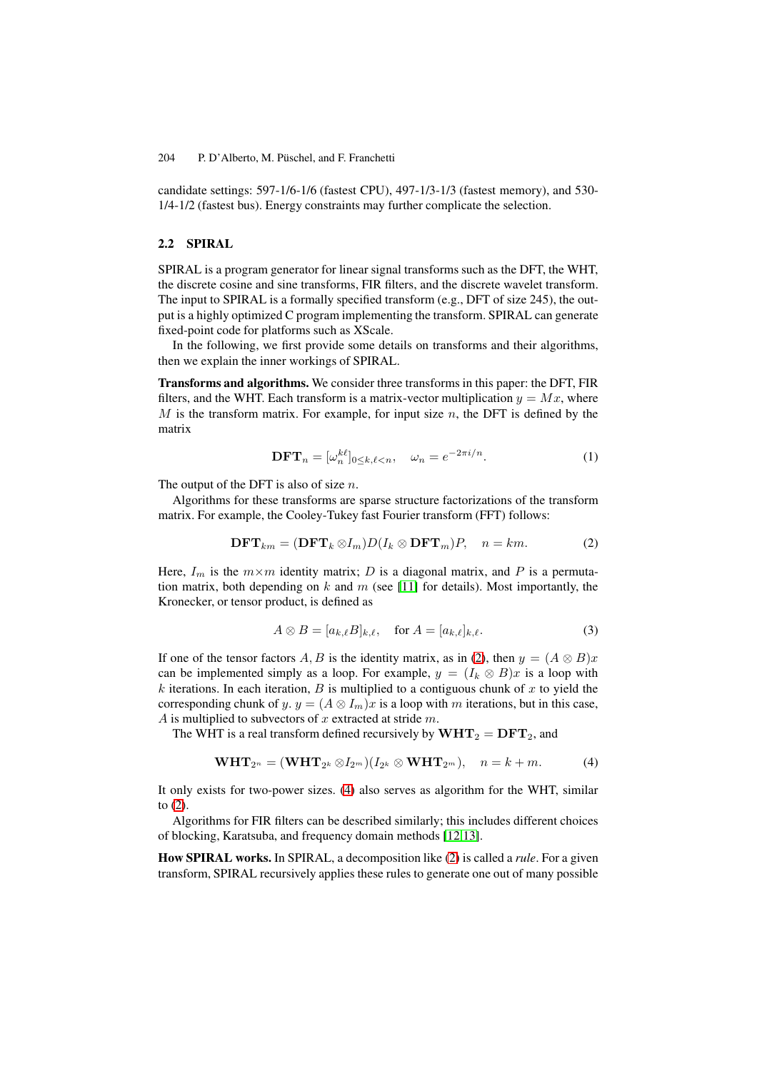candidate settings: 597-1/6-1/6 (fastest CPU), 497-1/3-1/3 (fastest memory), and 530-1/4-1/2 (fastest bus). Energy constraints may further complicate the selection.

### 2.2 SPIRAL

SPIRAL is a program generator for linear signal transforms such as the DFT, the WHT, the discrete cosine and sine transforms, FIR filters, and the discrete wavelet transform. The input to SPIRAL is a formally specified transform (e.g., DFT of size 245), the output is a highly optimized C program implementing the transform. SPIRAL can generate fixed-point code for platforms such as XScale.

In the following, we first provide some details on transforms and their algorithms, then we explain the inner workings of SPIRAL.

**Transforms and algorithms.** We consider three transforms in this paper: the DFT, FIR filters, and the WHT. Each transform is a matrix-vector multiplication $y = Mx$, where $M$ is the transform matrix. For example, for input size $n$, the DFT is defined by the matrix

$$\mathbf{DFT}_n = [\omega_n^{k\ell}]_{0 \leq k,\ell < n}, \quad \omega_n = e^{-2\pi i/n}. \tag{1}$$

The output of the DFT is also of size $n$.

Algorithms for these transforms are sparse structure factorizations of the transform matrix. For example, the Cooley-Tukey fast Fourier transform (FFT) follows:

$$\mathbf{DFT}_{km} = (\mathbf{DFT}_k \otimes I_m) D (I_k \otimes \mathbf{DFT}_m) P, \quad n = km. \tag{2}$$

Here, $I_m$ is the $m \times m$ identity matrix; $D$ is a diagonal matrix, and $P$ is a permutation matrix, both depending on $k$ and $m$ (see [11] for details). Most importantly, the Kronecker, or tensor product, is defined as

$$A \otimes B = [a_{k,\ell} B]_{k,\ell}, \quad \text{for } A = [a_{k,\ell}]_{k,\ell}. \tag{3}$$

If one of the tensor factors $A, B$ is the identity matrix, as in (2), then $y = (A \otimes B)x$ can be implemented simply as a loop. For example, $y = (I_k \otimes B)x$ is a loop with $k$ iterations. In each iteration, $B$ is multiplied to a contiguous chunk of $x$ to yield the corresponding chunk of $y$. $y = (A \otimes I_m)x$ is a loop with $m$ iterations, but in this case, $A$ is multiplied to subvectors of $x$ extracted at stride $m$.

The WHT is a real transform defined recursively by $\mathbf{WHT}_2 = \mathbf{DFT}_2$, and

$$\mathbf{WHT}_{2^n} = (\mathbf{WHT}_{2^k} \otimes I_{2^m})(I_{2^k} \otimes \mathbf{WHT}_{2^m}), \quad n = k + m. \tag{4}$$

It only exists for two-power sizes. (4) also serves as algorithm for the WHT, similar to (2).

Algorithms for FIR filters can be described similarly; this includes different choices of blocking, Karatsuba, and frequency domain methods [12,13].

**How SPIRAL works.** In SPIRAL, a decomposition like (2) is called a *rule*. For a given transform, SPIRAL recursively applies these rules to generate one out of many possible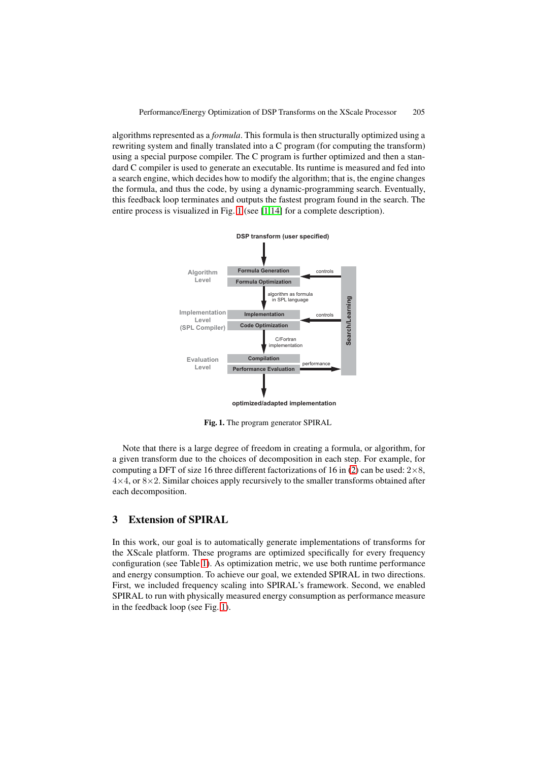algorithms represented as a *formula*. This formula is then structurally optimized using a rewriting system and finally translated into a C program (for computing the transform) using a special purpose compiler. The C program is further optimized and then a standard C compiler is used to generate an executable. Its runtime is measured and fed into a search engine, which decides how to modify the algorithm; that is, the engine changes the formula, and thus the code, by using a dynamic-programming search. Eventually, this feedback loop terminates and outputs the fastest program found in the search. The entire process is visualized in Fig. 1 (see [1,14] for a complete description).

DSP transform (user specified)

Algorithm Level: Formula Generation, Formula Optimization (controls ← Search/Learning)

algorithm as formula in SPL language

Implementation Level (SPL Compiler): Implementation, Code Optimization (controls ← Search/Learning)

C/Fortran implementation

Evaluation Level: Compilation, Performance Evaluation (performance → Search/Learning)

optimized/adapted implementation

**Fig. 1.** The program generator SPIRAL

Note that there is a large degree of freedom in creating a formula, or algorithm, for a given transform due to the choices of decomposition in each step. For example, for computing a DFT of size 16 three different factorizations of 16 in (2) can be used: $2\times8$, $4\times4$, or $8\times2$. Similar choices apply recursively to the smaller transforms obtained after each decomposition.

## 3 Extension of SPIRAL

In this work, our goal is to automatically generate implementations of transforms for the XScale platform. These programs are optimized specifically for every frequency configuration (see Table 1). As optimization metric, we use both runtime performance and energy consumption. To achieve our goal, we extended SPIRAL in two directions. First, we included frequency scaling into SPIRAL's framework. Second, we enabled SPIRAL to run with physically measured energy consumption as performance measure in the feedback loop (see Fig. 1).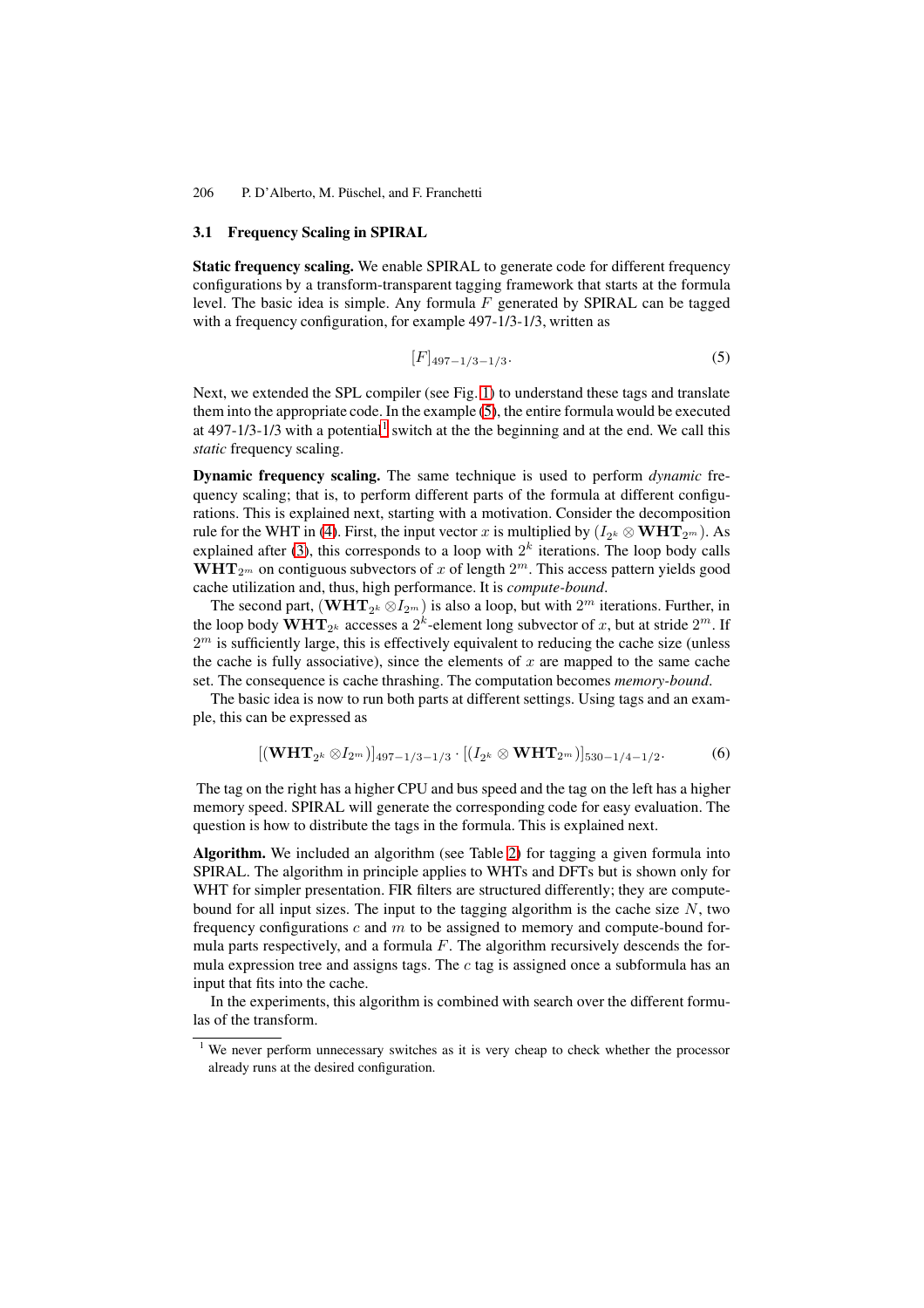### 3.1 Frequency Scaling in SPIRAL

**Static frequency scaling.** We enable SPIRAL to generate code for different frequency configurations by a transform-transparent tagging framework that starts at the formula level. The basic idea is simple. Any formula $F$ generated by SPIRAL can be tagged with a frequency configuration, for example 497-1/3-1/3, written as

$$[F]_{497-1/3-1/3}. \tag{5}$$

Next, we extended the SPL compiler (see Fig. 1) to understand these tags and translate them into the appropriate code. In the example (5), the entire formula would be executed at 497-1/3-1/3 with a potential[1] switch at the the beginning and at the end. We call this *static* frequency scaling.

**Dynamic frequency scaling.** The same technique is used to perform *dynamic* frequency scaling; that is, to perform different parts of the formula at different configurations. This is explained next, starting with a motivation. Consider the decomposition rule for the WHT in (4). First, the input vector $x$ is multiplied by $(I_{2^k} \otimes \mathbf{WHT}_{2^m})$. As explained after (3), this corresponds to a loop with $2^k$ iterations. The loop body calls $\mathbf{WHT}_{2^m}$ on contiguous subvectors of $x$ of length $2^m$. This access pattern yields good cache utilization and, thus, high performance. It is *compute-bound*.

The second part, $(\mathbf{WHT}_{2^k} \otimes I_{2^m})$ is also a loop, but with $2^m$ iterations. Further, in the loop body $\mathbf{WHT}_{2^k}$ accesses a $2^k$-element long subvector of $x$, but at stride $2^m$. If $2^m$ is sufficiently large, this is effectively equivalent to reducing the cache size (unless the cache is fully associative), since the elements of $x$ are mapped to the same cache set. The consequence is cache thrashing. The computation becomes *memory-bound*.

The basic idea is now to run both parts at different settings. Using tags and an example, this can be expressed as

$$[(\mathbf{WHT}_{2^k} \otimes I_{2^m})]_{497-1/3-1/3} \cdot [(I_{2^k} \otimes \mathbf{WHT}_{2^m})]_{530-1/4-1/2}. \tag{6}$$

The tag on the right has a higher CPU and bus speed and the tag on the left has a higher memory speed. SPIRAL will generate the corresponding code for easy evaluation. The question is how to distribute the tags in the formula. This is explained next.

**Algorithm.** We included an algorithm (see Table 2) for tagging a given formula into SPIRAL. The algorithm in principle applies to WHTs and DFTs but is shown only for WHT for simpler presentation. FIR filters are structured differently; they are compute-bound for all input sizes. The input to the tagging algorithm is the cache size $N$, two frequency configurations $c$ and $m$ to be assigned to memory and compute-bound formula parts respectively, and a formula $F$. The algorithm recursively descends the formula expression tree and assigns tags. The $c$ tag is assigned once a subformula has an input that fits into the cache.

In the experiments, this algorithm is combined with search over the different formulas of the transform.

[1] We never perform unnecessary switches as it is very cheap to check whether the processor already runs at the desired configuration.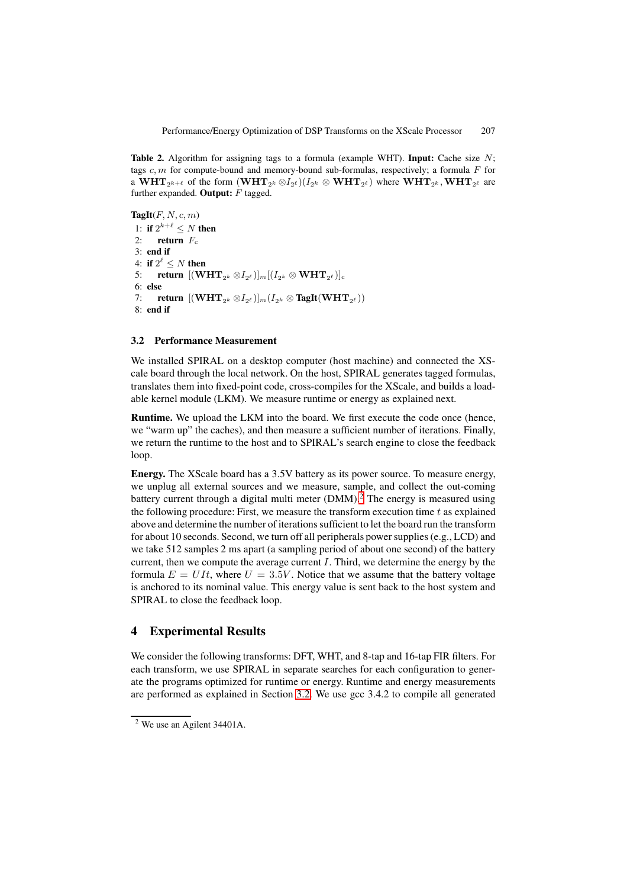**Table 2.** Algorithm for assigning tags to a formula (example WHT). **Input:** Cache size $N$; tags $c, m$ for compute-bound and memory-bound sub-formulas, respectively; a formula $F$ for a $\mathbf{WHT}_{2^{k+\ell}}$ of the form $(\mathbf{WHT}_{2^k} \otimes I_{2^\ell})(I_{2^k} \otimes \mathbf{WHT}_{2^\ell})$ where $\mathbf{WHT}_{2^k}, \mathbf{WHT}_{2^\ell}$ are further expanded. **Output:** $F$ tagged.

**TagIt**$(F, N, c, m)$

1: **if** $2^{k+\ell} \leq N$ **then**
2: &nbsp;&nbsp;&nbsp;&nbsp;**return** $F_c$
3: **end if**
4: **if** $2^\ell \leq N$ **then**
5: &nbsp;&nbsp;&nbsp;&nbsp;**return** $[(\mathbf{WHT}_{2^k} \otimes I_{2^\ell})]_m [(I_{2^k} \otimes \mathbf{WHT}_{2^\ell})]_c$
6: **else**
7: &nbsp;&nbsp;&nbsp;&nbsp;**return** $[(\mathbf{WHT}_{2^k} \otimes I_{2^\ell})]_m (I_{2^k} \otimes \mathbf{TagIt}(\mathbf{WHT}_{2^\ell}))$
8: **end if**

### 3.2 Performance Measurement

We installed SPIRAL on a desktop computer (host machine) and connected the XScale board through the local network. On the host, SPIRAL generates tagged formulas, translates them into fixed-point code, cross-compiles for the XScale, and builds a loadable kernel module (LKM). We measure runtime or energy as explained next.

**Runtime.** We upload the LKM into the board. We first execute the code once (hence, we "warm up" the caches), and then measure a sufficient number of iterations. Finally, we return the runtime to the host and to SPIRAL's search engine to close the feedback loop.

**Energy.** The XScale board has a 3.5V battery as its power source. To measure energy, we unplug all external sources and we measure, sample, and collect the out-coming battery current through a digital multi meter (DMM).[2] The energy is measured using the following procedure: First, we measure the transform execution time $t$ as explained above and determine the number of iterations sufficient to let the board run the transform for about 10 seconds. Second, we turn off all peripherals power supplies (e.g., LCD) and we take 512 samples 2 ms apart (a sampling period of about one second) of the battery current, then we compute the average current $I$. Third, we determine the energy by the formula $E = UIt$, where $U = 3.5V$. Notice that we assume that the battery voltage is anchored to its nominal value. This energy value is sent back to the host system and SPIRAL to close the feedback loop.

## 4 Experimental Results

We consider the following transforms: DFT, WHT, and 8-tap and 16-tap FIR filters. For each transform, we use SPIRAL in separate searches for each configuration to generate the programs optimized for runtime or energy. Runtime and energy measurements are performed as explained in Section 3.2. We use gcc 3.4.2 to compile all generated

[2] We use an Agilent 34401A.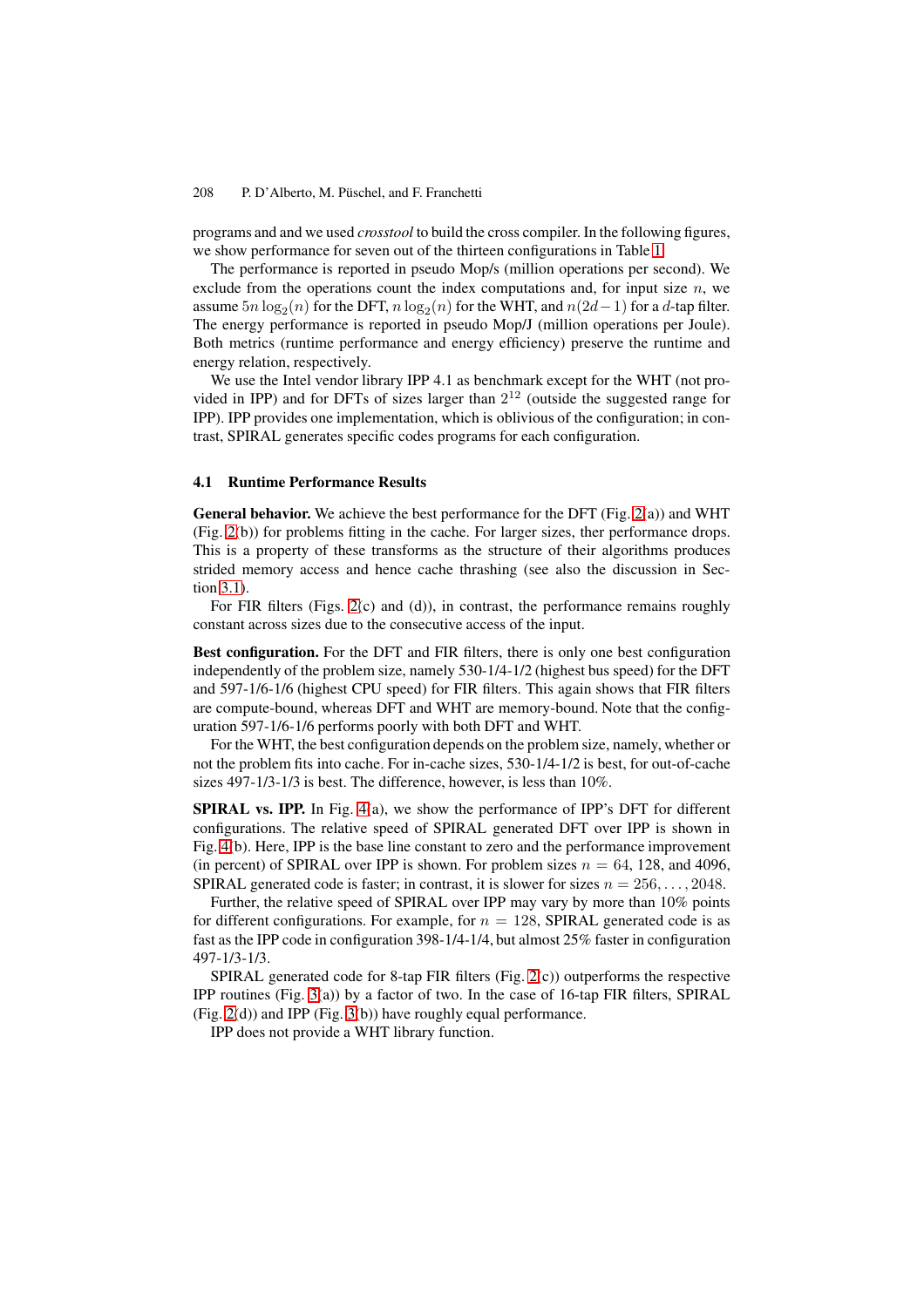programs and and we used *crosstool* to build the cross compiler. In the following figures, we show performance for seven out of the thirteen configurations in Table 1.

The performance is reported in pseudo Mop/s (million operations per second). We exclude from the operations count the index computations and, for input size $n$, we assume $5n\log_2(n)$ for the DFT, $n\log_2(n)$ for the WHT, and $n(2d-1)$ for a $d$-tap filter. The energy performance is reported in pseudo Mop/J (million operations per Joule). Both metrics (runtime performance and energy efficiency) preserve the runtime and energy relation, respectively.

We use the Intel vendor library IPP 4.1 as benchmark except for the WHT (not provided in IPP) and for DFTs of sizes larger than $2^{12}$ (outside the suggested range for IPP). IPP provides one implementation, which is oblivious of the configuration; in contrast, SPIRAL generates specific codes programs for each configuration.

### 4.1 Runtime Performance Results

**General behavior.** We achieve the best performance for the DFT (Fig. 2(a)) and WHT (Fig. 2(b)) for problems fitting in the cache. For larger sizes, ther performance drops. This is a property of these transforms as the structure of their algorithms produces strided memory access and hence cache thrashing (see also the discussion in Section 3.1).

For FIR filters (Figs. 2(c) and (d)), in contrast, the performance remains roughly constant across sizes due to the consecutive access of the input.

**Best configuration.** For the DFT and FIR filters, there is only one best configuration independently of the problem size, namely 530-1/4-1/2 (highest bus speed) for the DFT and 597-1/6-1/6 (highest CPU speed) for FIR filters. This again shows that FIR filters are compute-bound, whereas DFT and WHT are memory-bound. Note that the configuration 597-1/6-1/6 performs poorly with both DFT and WHT.

For the WHT, the best configuration depends on the problem size, namely, whether or not the problem fits into cache. For in-cache sizes, 530-1/4-1/2 is best, for out-of-cache sizes 497-1/3-1/3 is best. The difference, however, is less than 10%.

**SPIRAL vs. IPP.** In Fig. 4(a), we show the performance of IPP's DFT for different configurations. The relative speed of SPIRAL generated DFT over IPP is shown in Fig. 4(b). Here, IPP is the base line constant to zero and the performance improvement (in percent) of SPIRAL over IPP is shown. For problem sizes $n = 64$, 128, and 4096, SPIRAL generated code is faster; in contrast, it is slower for sizes $n = 256, \ldots, 2048$.

Further, the relative speed of SPIRAL over IPP may vary by more than 10% points for different configurations. For example, for $n = 128$, SPIRAL generated code is as fast as the IPP code in configuration 398-1/4-1/4, but almost 25% faster in configuration 497-1/3-1/3.

SPIRAL generated code for 8-tap FIR filters (Fig. 2(c)) outperforms the respective IPP routines (Fig. 3(a)) by a factor of two. In the case of 16-tap FIR filters, SPIRAL (Fig. 2(d)) and IPP (Fig. 3(b)) have roughly equal performance.

IPP does not provide a WHT library function.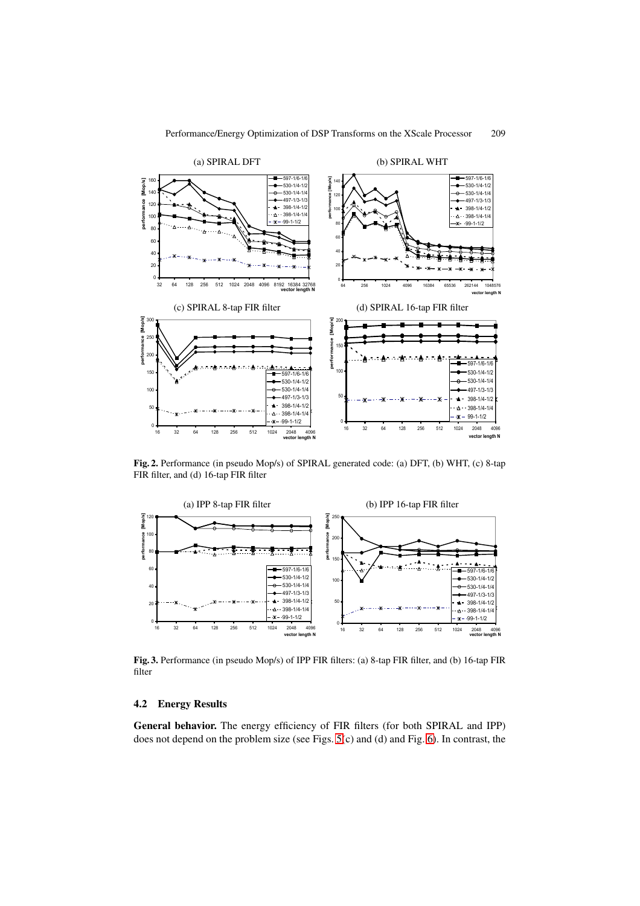**Fig. 2.** Performance (in pseudo Mop/s) of SPIRAL generated code: (a) DFT, (b) WHT, (c) 8-tap FIR filter, and (d) 16-tap FIR filter

**Fig. 3.** Performance (in pseudo Mop/s) of IPP FIR filters: (a) 8-tap FIR filter, and (b) 16-tap FIR filter

### 4.2 Energy Results

**General behavior.** The energy efficiency of FIR filters (for both SPIRAL and IPP) does not depend on the problem size (see Figs. 5 (c) and (d) and Fig. 6). In contrast, the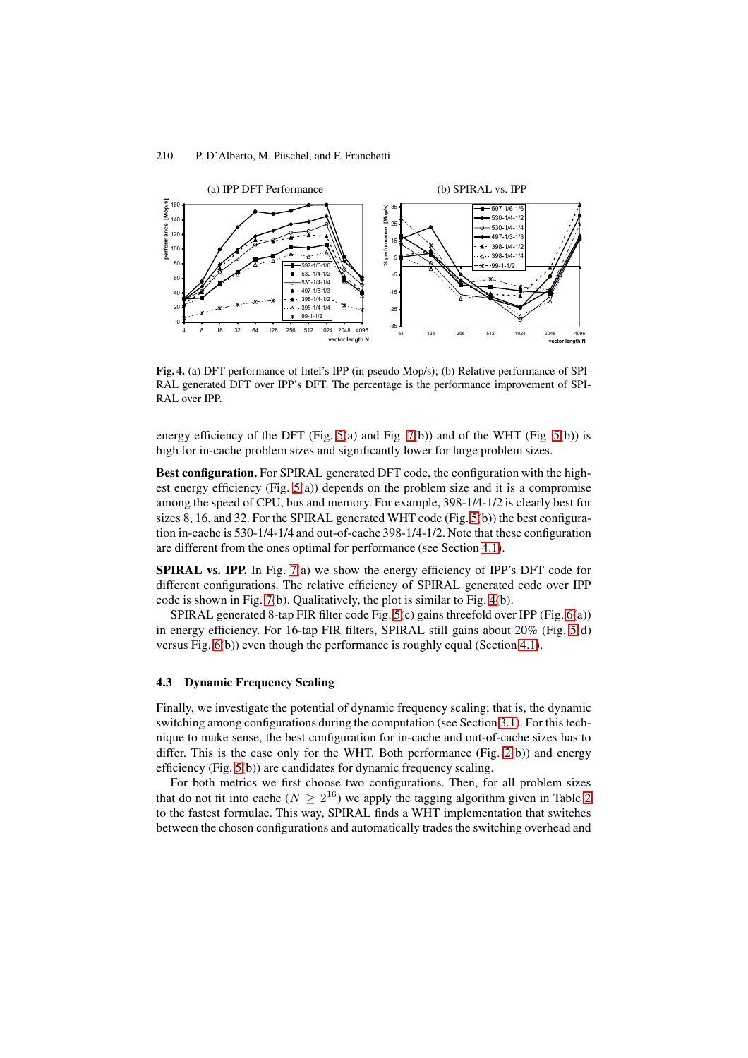**Fig. 4.** (a) DFT performance of Intel's IPP (in pseudo Mop/s); (b) Relative performance of SPIRAL generated DFT over IPP's DFT. The percentage is the performance improvement of SPIRAL over IPP.

energy efficiency of the DFT (Fig. 5(a) and Fig. 7(b)) and of the WHT (Fig. 5(b)) is high for in-cache problem sizes and significantly lower for large problem sizes.

**Best configuration.** For SPIRAL generated DFT code, the configuration with the highest energy efficiency (Fig. 5(a)) depends on the problem size and it is a compromise among the speed of CPU, bus and memory. For example, 398-1/4-1/2 is clearly best for sizes 8, 16, and 32. For the SPIRAL generated WHT code (Fig. 5(b)) the best configuration in-cache is 530-1/4-1/4 and out-of-cache 398-1/4-1/2. Note that these configuration are different from the ones optimal for performance (see Section 4.1).

**SPIRAL vs. IPP.** In Fig. 7(a) we show the energy efficiency of IPP's DFT code for different configurations. The relative efficiency of SPIRAL generated code over IPP code is shown in Fig. 7(b). Qualitatively, the plot is similar to Fig. 4(b).

SPIRAL generated 8-tap FIR filter code Fig. 5(c) gains threefold over IPP (Fig. 6(a)) in energy efficiency. For 16-tap FIR filters, SPIRAL still gains about 20% (Fig. 5(d) versus Fig. 6(b)) even though the performance is roughly equal (Section 4.1).

### 4.3 Dynamic Frequency Scaling

Finally, we investigate the potential of dynamic frequency scaling; that is, the dynamic switching among configurations during the computation (see Section 3.1). For this technique to make sense, the best configuration for in-cache and out-of-cache sizes has to differ. This is the case only for the WHT. Both performance (Fig. 2(b)) and energy efficiency (Fig. 5(b)) are candidates for dynamic frequency scaling.

For both metrics we first choose two configurations. Then, for all problem sizes that do not fit into cache ($N \geq 2^{16}$) we apply the tagging algorithm given in Table 2 to the fastest formulae. This way, SPIRAL finds a WHT implementation that switches between the chosen configurations and automatically trades the switching overhead and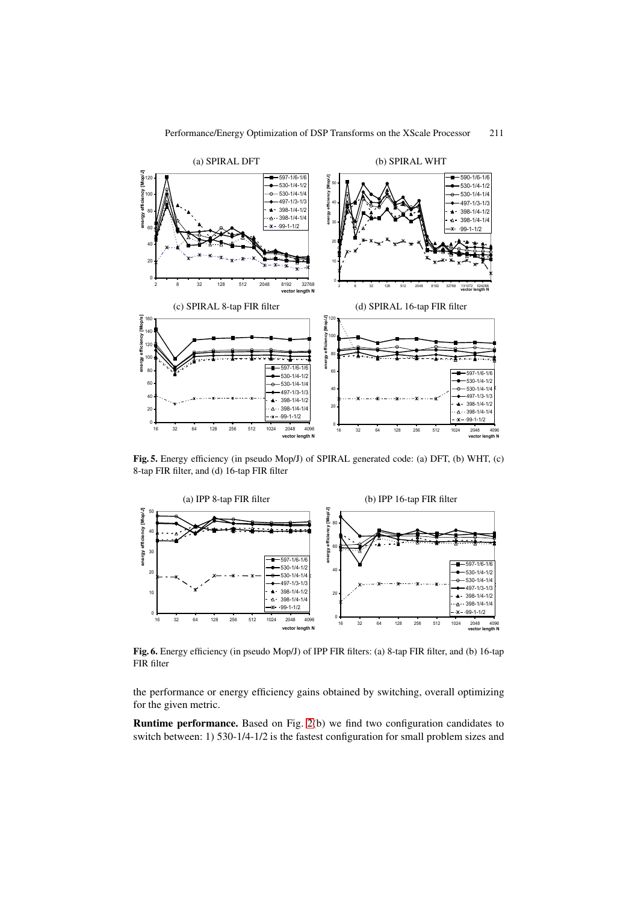**Fig. 5.** Energy efficiency (in pseudo Mop/J) of SPIRAL generated code: (a) DFT, (b) WHT, (c) 8-tap FIR filter, and (d) 16-tap FIR filter

**Fig. 6.** Energy efficiency (in pseudo Mop/J) of IPP FIR filters: (a) 8-tap FIR filter, and (b) 16-tap FIR filter

the performance or energy efficiency gains obtained by switching, overall optimizing for the given metric.

**Runtime performance.** Based on Fig. 2(b) we find two configuration candidates to switch between: 1) 530-1/4-1/2 is the fastest configuration for small problem sizes and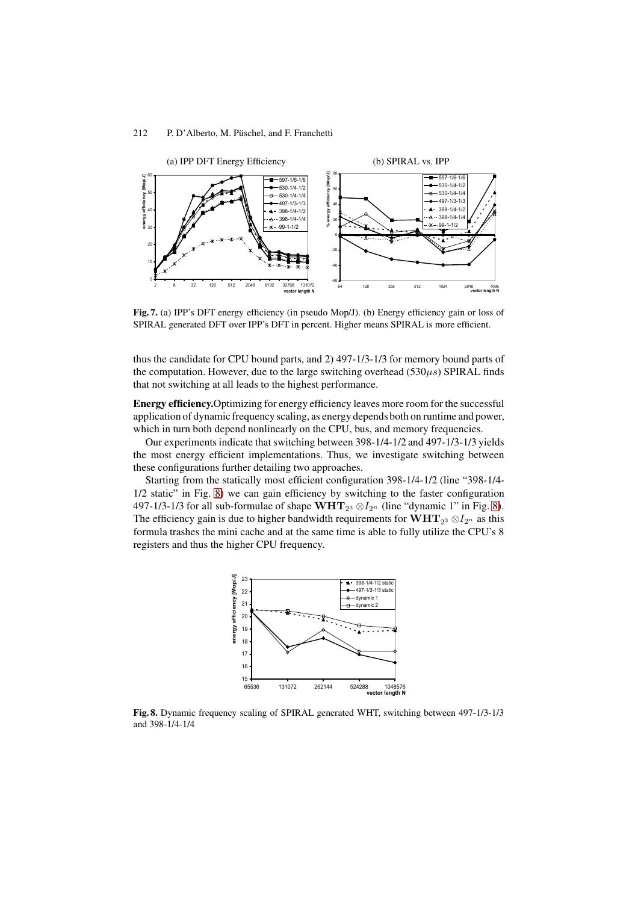(a) IPP DFT Energy Efficiency (b) SPIRAL vs. IPP

**Fig. 7.** (a) IPP's DFT energy efficiency (in pseudo Mop/J). (b) Energy efficiency gain or loss of SPIRAL generated DFT over IPP's DFT in percent. Higher means SPIRAL is more efficient.

thus the candidate for CPU bound parts, and 2) 497-1/3-1/3 for memory bound parts of the computation. However, due to the large switching overhead (530$\mu s$) SPIRAL finds that not switching at all leads to the highest performance.

**Energy efficiency.** Optimizing for energy efficiency leaves more room for the successful application of dynamic frequency scaling, as energy depends both on runtime and power, which in turn both depend nonlinearly on the CPU, bus, and memory frequencies.

Our experiments indicate that switching between 398-1/4-1/2 and 497-1/3-1/3 yields the most energy efficient implementations. Thus, we investigate switching between these configurations further detailing two approaches.

Starting from the statically most efficient configuration 398-1/4-1/2 (line "398-1/4-1/2 static" in Fig. 8) we can gain efficiency by switching to the faster configuration 497-1/3-1/3 for all sub-formulae of shape $\mathbf{WHT}_{2^3} \otimes I_{2^n}$ (line "dynamic 1" in Fig. 8). The efficiency gain is due to higher bandwidth requirements for $\mathbf{WHT}_{2^3} \otimes I_{2^n}$ as this formula trashes the mini cache and at the same time is able to fully utilize the CPU's 8 registers and thus the higher CPU frequency.

**Fig. 8.** Dynamic frequency scaling of SPIRAL generated WHT, switching between 497-1/3-1/3 and 398-1/4-1/4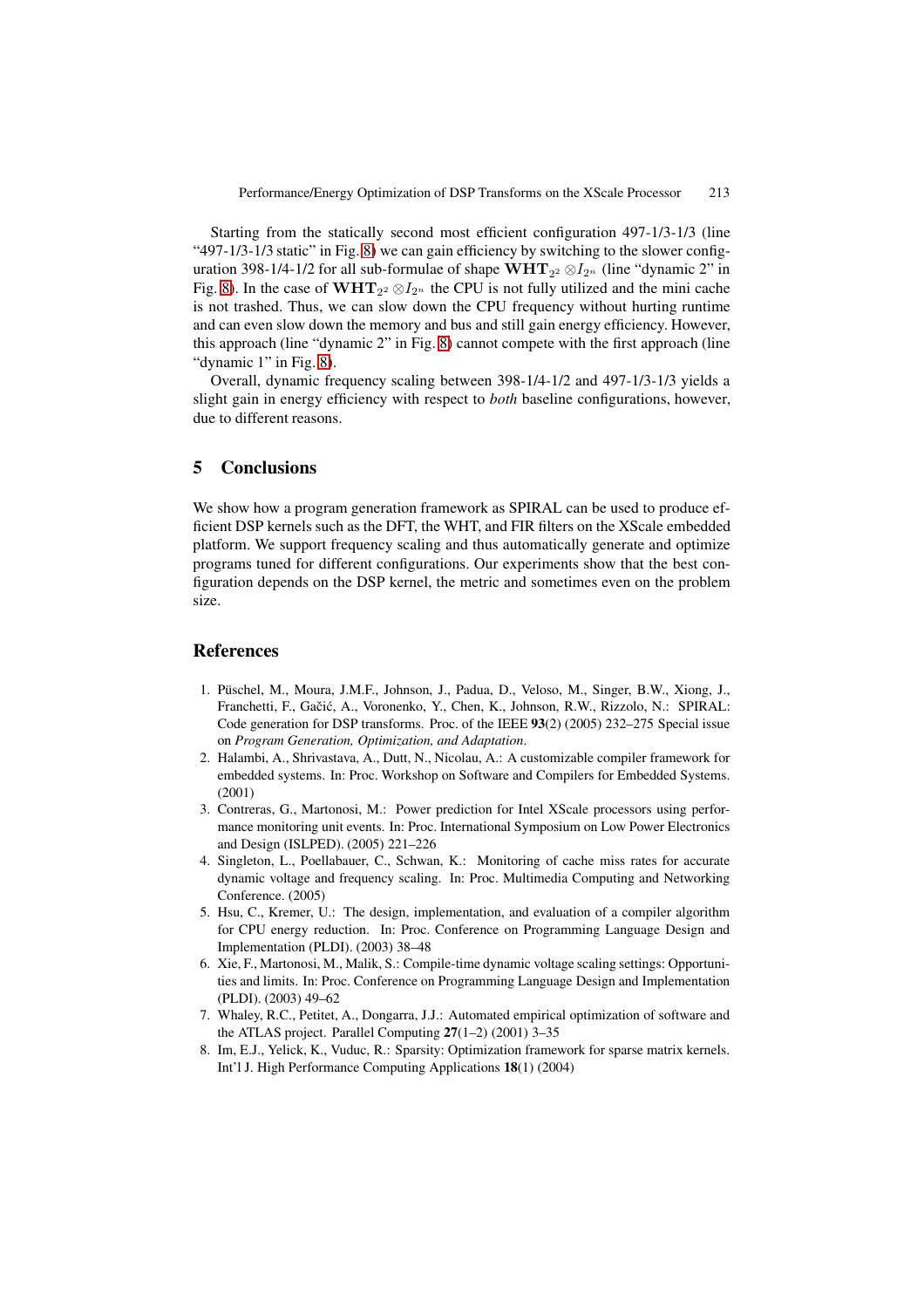Starting from the statically second most efficient configuration 497-1/3-1/3 (line "497-1/3-1/3 static" in Fig. 8) we can gain efficiency by switching to the slower configuration 398-1/4-1/2 for all sub-formulae of shape $\mathbf{WHT}_{2^2} \otimes I_{2^n}$ (line "dynamic 2" in Fig. 8). In the case of $\mathbf{WHT}_{2^2} \otimes I_{2^n}$ the CPU is not fully utilized and the mini cache is not trashed. Thus, we can slow down the CPU frequency without hurting runtime and can even slow down the memory and bus and still gain energy efficiency. However, this approach (line "dynamic 2" in Fig. 8) cannot compete with the first approach (line "dynamic 1" in Fig. 8).

Overall, dynamic frequency scaling between 398-1/4-1/2 and 497-1/3-1/3 yields a slight gain in energy efficiency with respect to *both* baseline configurations, however, due to different reasons.

## 5 Conclusions

We show how a program generation framework as SPIRAL can be used to produce efficient DSP kernels such as the DFT, the WHT, and FIR filters on the XScale embedded platform. We support frequency scaling and thus automatically generate and optimize programs tuned for different configurations. Our experiments show that the best configuration depends on the DSP kernel, the metric and sometimes even on the problem size.

## References

1. Püschel, M., Moura, J.M.F., Johnson, J., Padua, D., Veloso, M., Singer, B.W., Xiong, J., Franchetti, F., Gačić, A., Voronenko, Y., Chen, K., Johnson, R.W., Rizzolo, N.: SPIRAL: Code generation for DSP transforms. Proc. of the IEEE **93**(2) (2005) 232–275 Special issue on *Program Generation, Optimization, and Adaptation*.
2. Halambi, A., Shrivastava, A., Dutt, N., Nicolau, A.: A customizable compiler framework for embedded systems. In: Proc. Workshop on Software and Compilers for Embedded Systems. (2001)
3. Contreras, G., Martonosi, M.: Power prediction for Intel XScale processors using performance monitoring unit events. In: Proc. International Symposium on Low Power Electronics and Design (ISLPED). (2005) 221–226
4. Singleton, L., Poellabauer, C., Schwan, K.: Monitoring of cache miss rates for accurate dynamic voltage and frequency scaling. In: Proc. Multimedia Computing and Networking Conference. (2005)
5. Hsu, C., Kremer, U.: The design, implementation, and evaluation of a compiler algorithm for CPU energy reduction. In: Proc. Conference on Programming Language Design and Implementation (PLDI). (2003) 38–48
6. Xie, F., Martonosi, M., Malik, S.: Compile-time dynamic voltage scaling settings: Opportunities and limits. In: Proc. Conference on Programming Language Design and Implementation (PLDI). (2003) 49–62
7. Whaley, R.C., Petitet, A., Dongarra, J.J.: Automated empirical optimization of software and the ATLAS project. Parallel Computing **27**(1–2) (2001) 3–35
8. Im, E.J., Yelick, K., Vuduc, R.: Sparsity: Optimization framework for sparse matrix kernels. Int'l J. High Performance Computing Applications **18**(1) (2004)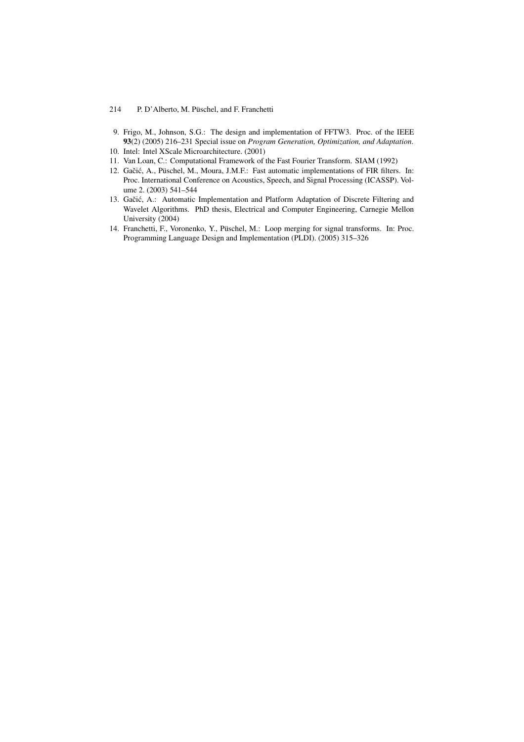9. Frigo, M., Johnson, S.G.: The design and implementation of FFTW3. Proc. of the IEEE **93**(2) (2005) 216–231 Special issue on *Program Generation, Optimization, and Adaptation*.
10. Intel: Intel XScale Microarchitecture. (2001)
11. Van Loan, C.: Computational Framework of the Fast Fourier Transform. SIAM (1992)
12. Gačić, A., Püschel, M., Moura, J.M.F.: Fast automatic implementations of FIR filters. In: Proc. International Conference on Acoustics, Speech, and Signal Processing (ICASSP). Volume 2. (2003) 541–544
13. Gačić, A.: Automatic Implementation and Platform Adaptation of Discrete Filtering and Wavelet Algorithms. PhD thesis, Electrical and Computer Engineering, Carnegie Mellon University (2004)
14. Franchetti, F., Voronenko, Y., Püschel, M.: Loop merging for signal transforms. In: Proc. Programming Language Design and Implementation (PLDI). (2005) 315–326